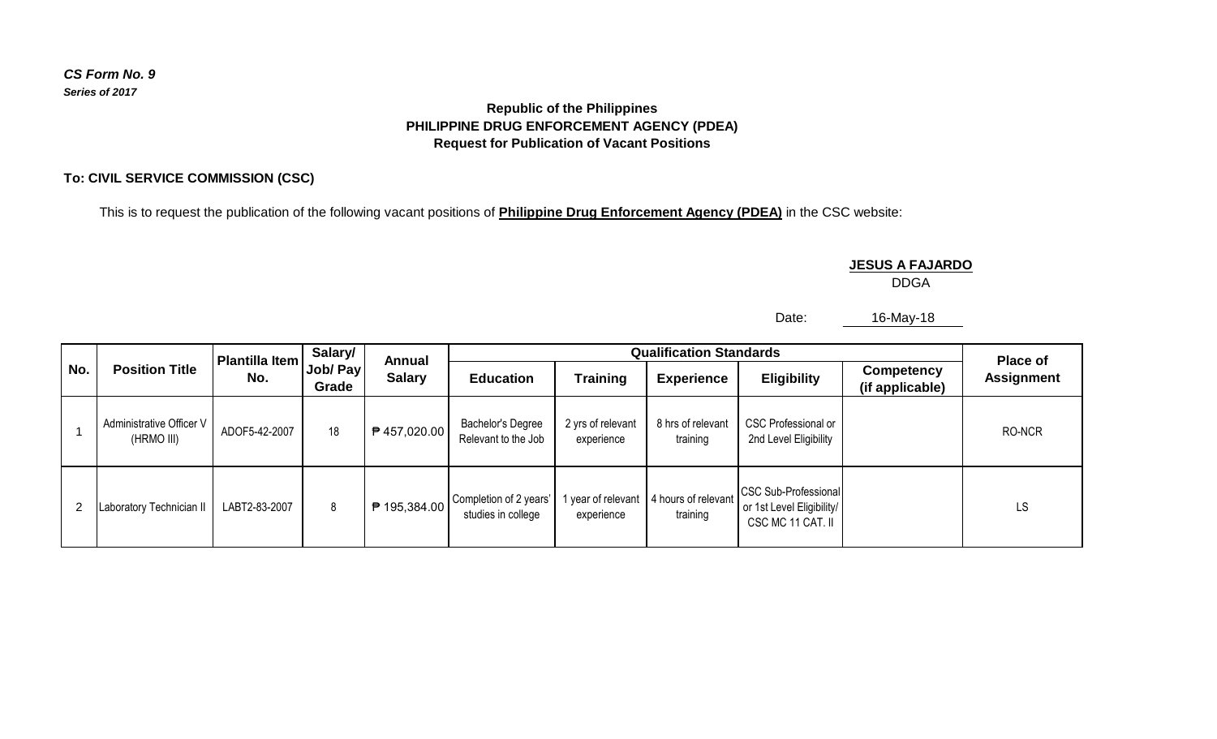*CS Form No. 9*
***Series of 2017***

**Republic of the Philippines**
**PHILIPPINE DRUG ENFORCEMENT AGENCY (PDEA)**
**Request for Publication of Vacant Positions**

**To: CIVIL SERVICE COMMISSION (CSC)**

This is to request the publication of the following vacant positions of **Philippine Drug Enforcement Agency (PDEA)** in the CSC website:

**JESUS A FAJARDO**
DDGA

Date: 16-May-18

| No. | Position Title | Plantilla Item No. | Salary/ Job/ Pay Grade | Annual Salary | Qualification Standards | | | | | Place of Assignment |
|---|---|---|---|---|---|---|---|---|---|---|
| | | | | | Education | Training | Experience | Eligibility | Competency (if applicable) | |
| 1 | Administrative Officer V (HRMO III) | ADOF5-42-2007 | 18 | ₱ 457,020.00 | Bachelor's Degree Relevant to the Job | 2 yrs of relevant experience | 8 hrs of relevant training | CSC Professional or 2nd Level Eligibility | | RO-NCR |
| 2 | Laboratory Technician II | LABT2-83-2007 | 8 | ₱ 195,384.00 | Completion of 2 years' studies in college | 1 year of relevant experience | 4 hours of relevant training | CSC Sub-Professional or 1st Level Eligibility/ CSC MC 11 CAT. II | | LS |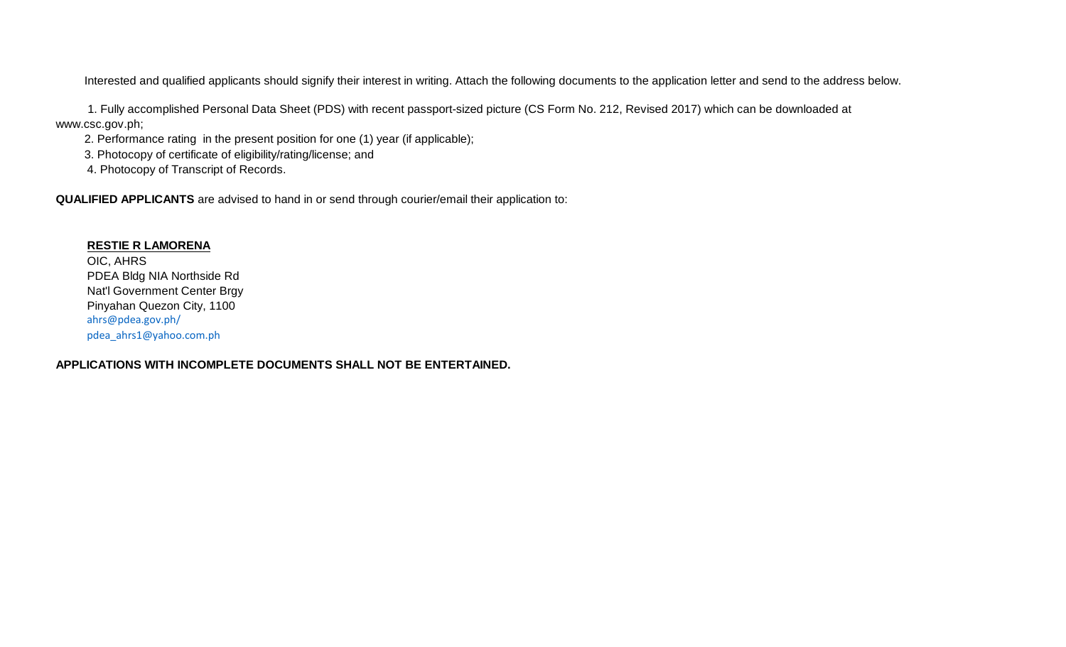Interested and qualified applicants should signify their interest in writing. Attach the following documents to the application letter and send to the address below.

1. Fully accomplished Personal Data Sheet (PDS) with recent passport-sized picture (CS Form No. 212, Revised 2017) which can be downloaded at www.csc.gov.ph;
2. Performance rating in the present position for one (1) year (if applicable);
3. Photocopy of certificate of eligibility/rating/license; and
4. Photocopy of Transcript of Records.

**QUALIFIED APPLICANTS** are advised to hand in or send through courier/email their application to:

**RESTIE R LAMORENA**  
OIC, AHRS  
PDEA Bldg NIA Northside Rd  
Nat'l Government Center Brgy  
Pinyahan Quezon City, 1100  
ahrs@pdea.gov.ph/  
pdea_ahrs1@yahoo.com.ph

**APPLICATIONS WITH INCOMPLETE DOCUMENTS SHALL NOT BE ENTERTAINED.**